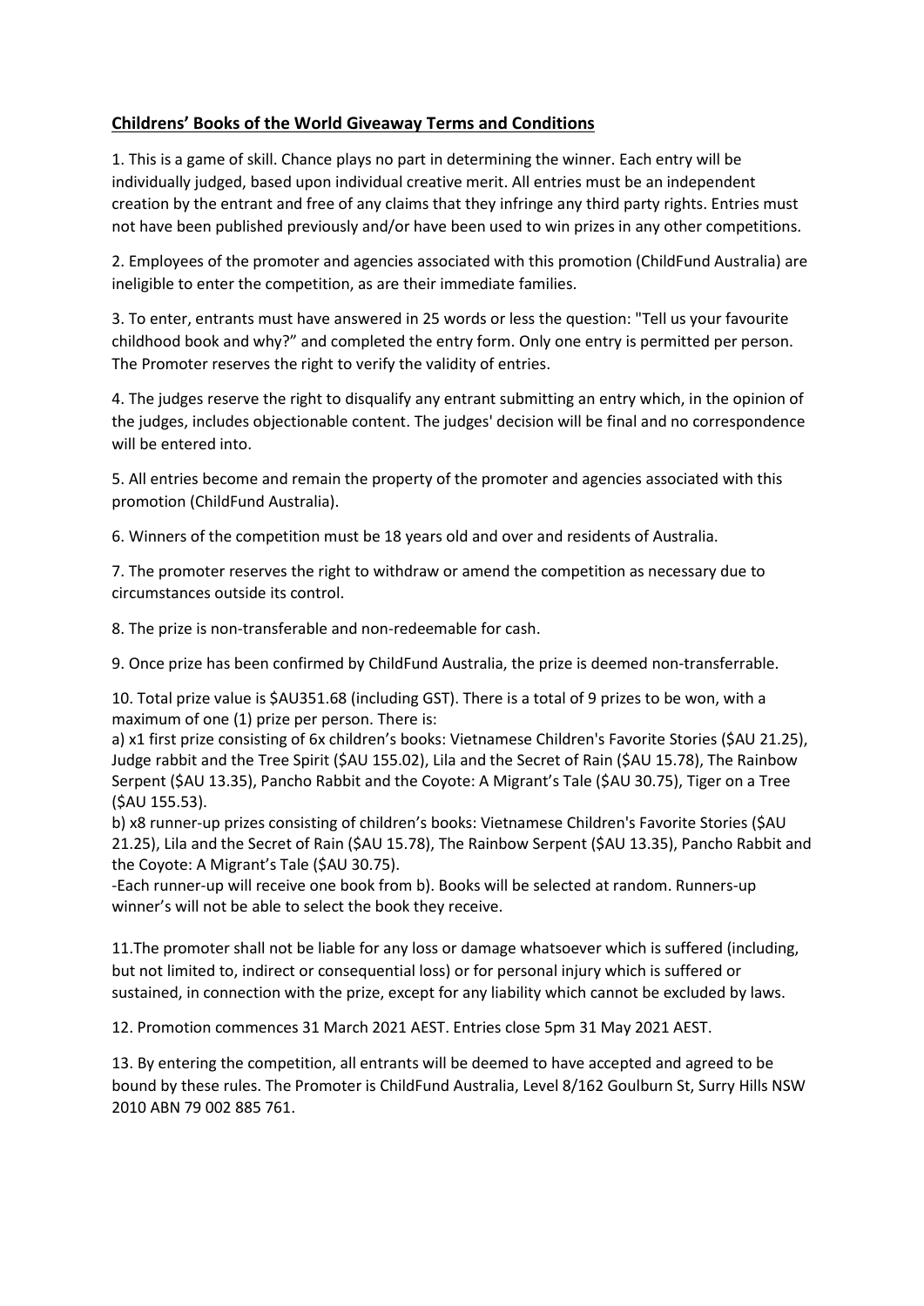**Childrens' Books of the World Giveaway Terms and Conditions**

1. This is a game of skill. Chance plays no part in determining the winner. Each entry will be individually judged, based upon individual creative merit. All entries must be an independent creation by the entrant and free of any claims that they infringe any third party rights. Entries must not have been published previously and/or have been used to win prizes in any other competitions.

2. Employees of the promoter and agencies associated with this promotion (ChildFund Australia) are ineligible to enter the competition, as are their immediate families.

3. To enter, entrants must have answered in 25 words or less the question: "Tell us your favourite childhood book and why?" and completed the entry form. Only one entry is permitted per person. The Promoter reserves the right to verify the validity of entries.

4. The judges reserve the right to disqualify any entrant submitting an entry which, in the opinion of the judges, includes objectionable content. The judges' decision will be final and no correspondence will be entered into.

5. All entries become and remain the property of the promoter and agencies associated with this promotion (ChildFund Australia).

6. Winners of the competition must be 18 years old and over and residents of Australia.

7. The promoter reserves the right to withdraw or amend the competition as necessary due to circumstances outside its control.

8. The prize is non-transferable and non-redeemable for cash.

9. Once prize has been confirmed by ChildFund Australia, the prize is deemed non-transferrable.

10. Total prize value is $AU351.68 (including GST). There is a total of 9 prizes to be won, with a maximum of one (1) prize per person. There is:
a) x1 first prize consisting of 6x children's books: Vietnamese Children's Favorite Stories ($AU 21.25), Judge rabbit and the Tree Spirit ($AU 155.02), Lila and the Secret of Rain ($AU 15.78), The Rainbow Serpent ($AU 13.35), Pancho Rabbit and the Coyote: A Migrant's Tale ($AU 30.75), Tiger on a Tree ($AU 155.53).
b) x8 runner-up prizes consisting of children's books: Vietnamese Children's Favorite Stories ($AU 21.25), Lila and the Secret of Rain ($AU 15.78), The Rainbow Serpent ($AU 13.35), Pancho Rabbit and the Coyote: A Migrant's Tale ($AU 30.75).
-Each runner-up will receive one book from b). Books will be selected at random. Runners-up winner's will not be able to select the book they receive.

11. The promoter shall not be liable for any loss or damage whatsoever which is suffered (including, but not limited to, indirect or consequential loss) or for personal injury which is suffered or sustained, in connection with the prize, except for any liability which cannot be excluded by laws.

12. Promotion commences 31 March 2021 AEST. Entries close 5pm 31 May 2021 AEST.

13. By entering the competition, all entrants will be deemed to have accepted and agreed to be bound by these rules. The Promoter is ChildFund Australia, Level 8/162 Goulburn St, Surry Hills NSW 2010 ABN 79 002 885 761.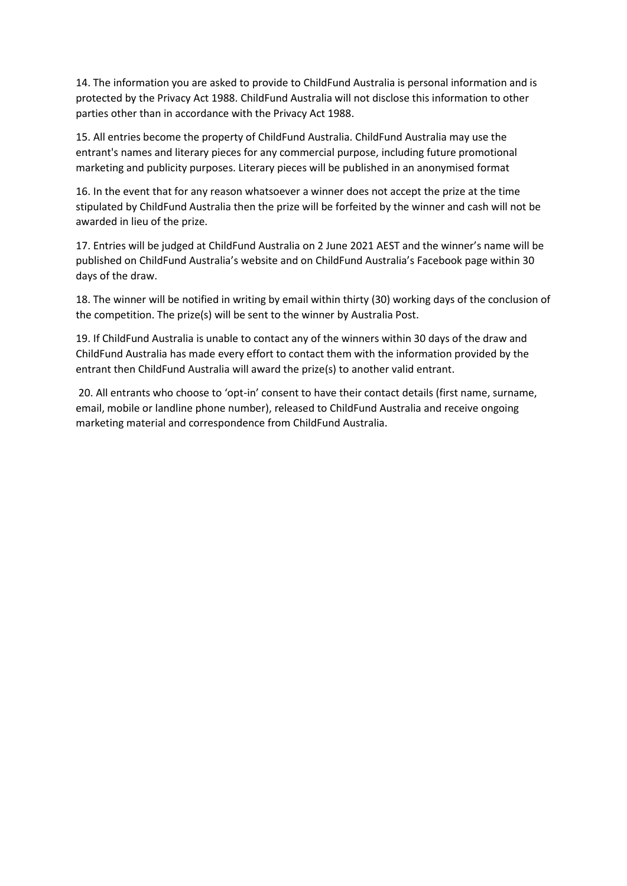14. The information you are asked to provide to ChildFund Australia is personal information and is protected by the Privacy Act 1988. ChildFund Australia will not disclose this information to other parties other than in accordance with the Privacy Act 1988.

15. All entries become the property of ChildFund Australia. ChildFund Australia may use the entrant's names and literary pieces for any commercial purpose, including future promotional marketing and publicity purposes. Literary pieces will be published in an anonymised format

16. In the event that for any reason whatsoever a winner does not accept the prize at the time stipulated by ChildFund Australia then the prize will be forfeited by the winner and cash will not be awarded in lieu of the prize.

17. Entries will be judged at ChildFund Australia on 2 June 2021 AEST and the winner's name will be published on ChildFund Australia's website and on ChildFund Australia's Facebook page within 30 days of the draw.

18. The winner will be notified in writing by email within thirty (30) working days of the conclusion of the competition. The prize(s) will be sent to the winner by Australia Post.

19. If ChildFund Australia is unable to contact any of the winners within 30 days of the draw and ChildFund Australia has made every effort to contact them with the information provided by the entrant then ChildFund Australia will award the prize(s) to another valid entrant.

20. All entrants who choose to 'opt-in' consent to have their contact details (first name, surname, email, mobile or landline phone number), released to ChildFund Australia and receive ongoing marketing material and correspondence from ChildFund Australia.